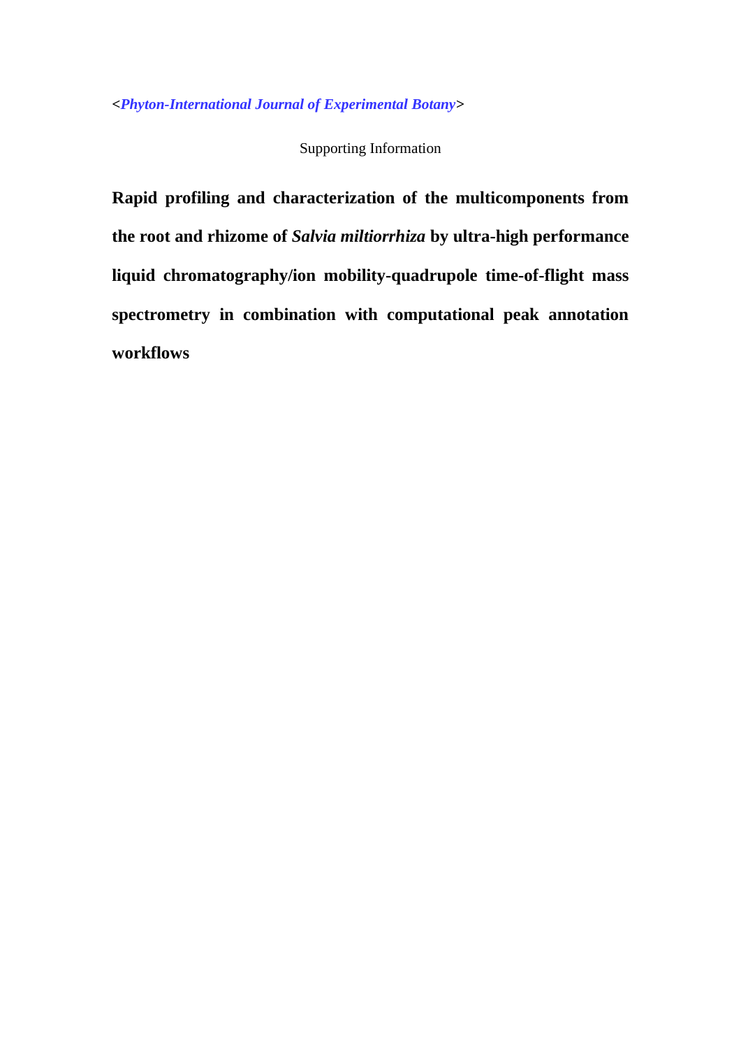<*Phyton-International Journal of Experimental Botany*>

Supporting Information

# Rapid profiling and characterization of the multicomponents from the root and rhizome of *Salvia miltiorrhiza* by ultra-high performance liquid chromatography/ion mobility-quadrupole time-of-flight mass spectrometry in combination with computational peak annotation workflows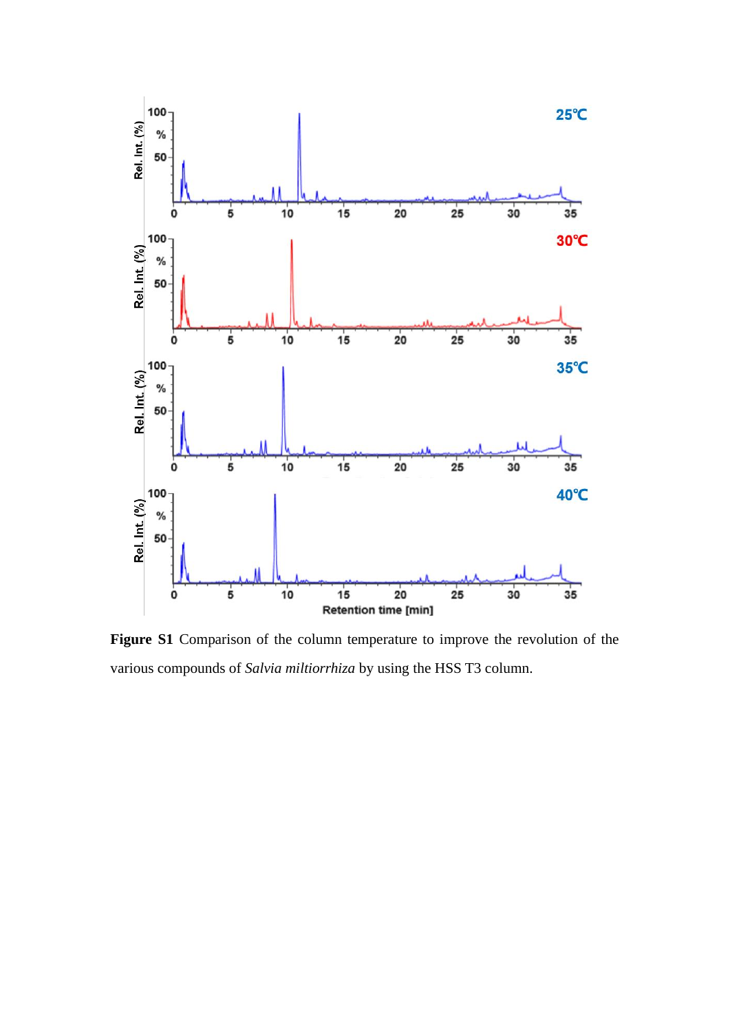**Figure S1** Comparison of the column temperature to improve the revolution of the various compounds of *Salvia miltiorrhiza* by using the HSS T3 column.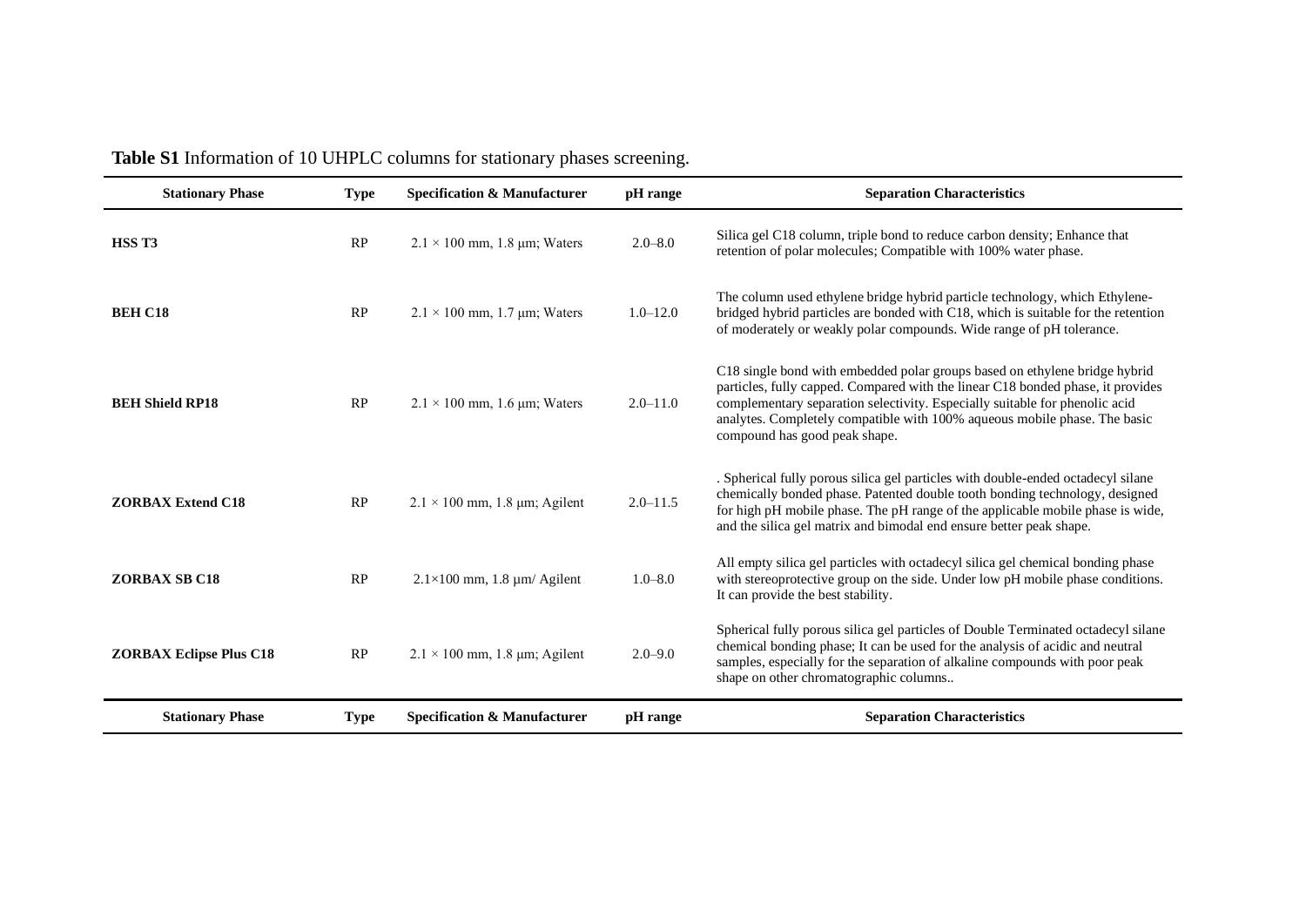**Table S1** Information of 10 UHPLC columns for stationary phases screening.

| Stationary Phase | Type | Specification & Manufacturer | pH range | Separation Characteristics |
|---|---|---|---|---|
| **HSS T3** | RP | 2.1 × 100 mm, 1.8 μm; Waters | 2.0–8.0 | Silica gel C18 column, triple bond to reduce carbon density; Enhance that retention of polar molecules; Compatible with 100% water phase. |
| **BEH C18** | RP | 2.1 × 100 mm, 1.7 μm; Waters | 1.0–12.0 | The column used ethylene bridge hybrid particle technology, which Ethylene-bridged hybrid particles are bonded with C18, which is suitable for the retention of moderately or weakly polar compounds. Wide range of pH tolerance. |
| **BEH Shield RP18** | RP | 2.1 × 100 mm, 1.6 μm; Waters | 2.0–11.0 | C18 single bond with embedded polar groups based on ethylene bridge hybrid particles, fully capped. Compared with the linear C18 bonded phase, it provides complementary separation selectivity. Especially suitable for phenolic acid analytes. Completely compatible with 100% aqueous mobile phase. The basic compound has good peak shape. |
| **ZORBAX Extend C18** | RP | 2.1 × 100 mm, 1.8 μm; Agilent | 2.0–11.5 | . Spherical fully porous silica gel particles with double-ended octadecyl silane chemically bonded phase. Patented double tooth bonding technology, designed for high pH mobile phase. The pH range of the applicable mobile phase is wide, and the silica gel matrix and bimodal end ensure better peak shape. |
| **ZORBAX SB C18** | RP | 2.1×100 mm, 1.8 μm/ Agilent | 1.0–8.0 | All empty silica gel particles with octadecyl silica gel chemical bonding phase with stereoprotective group on the side. Under low pH mobile phase conditions. It can provide the best stability. |
| **ZORBAX Eclipse Plus C18** | RP | 2.1 × 100 mm, 1.8 μm; Agilent | 2.0–9.0 | Spherical fully porous silica gel particles of Double Terminated octadecyl silane chemical bonding phase; It can be used for the analysis of acidic and neutral samples, especially for the separation of alkaline compounds with poor peak shape on other chromatographic columns.. |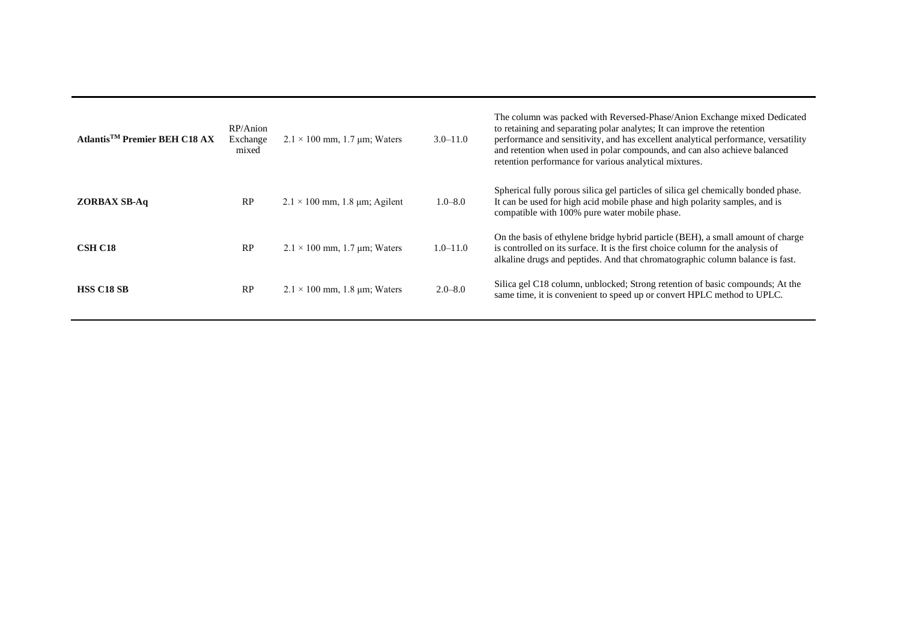| | | | | |
|---|---|---|---|---|
| **Atlantis$^{TM}$ Premier BEH C18 AX** | RP/Anion Exchange mixed | 2.1 × 100 mm, 1.7 μm; Waters | 3.0–11.0 | The column was packed with Reversed-Phase/Anion Exchange mixed Dedicated to retaining and separating polar analytes; It can improve the retention performance and sensitivity, and has excellent analytical performance, versatility and retention when used in polar compounds, and can also achieve balanced retention performance for various analytical mixtures. |
| **ZORBAX SB-Aq** | RP | 2.1 × 100 mm, 1.8 μm; Agilent | 1.0–8.0 | Spherical fully porous silica gel particles of silica gel chemically bonded phase. It can be used for high acid mobile phase and high polarity samples, and is compatible with 100% pure water mobile phase. |
| **CSH C18** | RP | 2.1 × 100 mm, 1.7 μm; Waters | 1.0–11.0 | On the basis of ethylene bridge hybrid particle (BEH), a small amount of charge is controlled on its surface. It is the first choice column for the analysis of alkaline drugs and peptides. And that chromatographic column balance is fast. |
| **HSS C18 SB** | RP | 2.1 × 100 mm, 1.8 μm; Waters | 2.0–8.0 | Silica gel C18 column, unblocked; Strong retention of basic compounds; At the same time, it is convenient to speed up or convert HPLC method to UPLC. |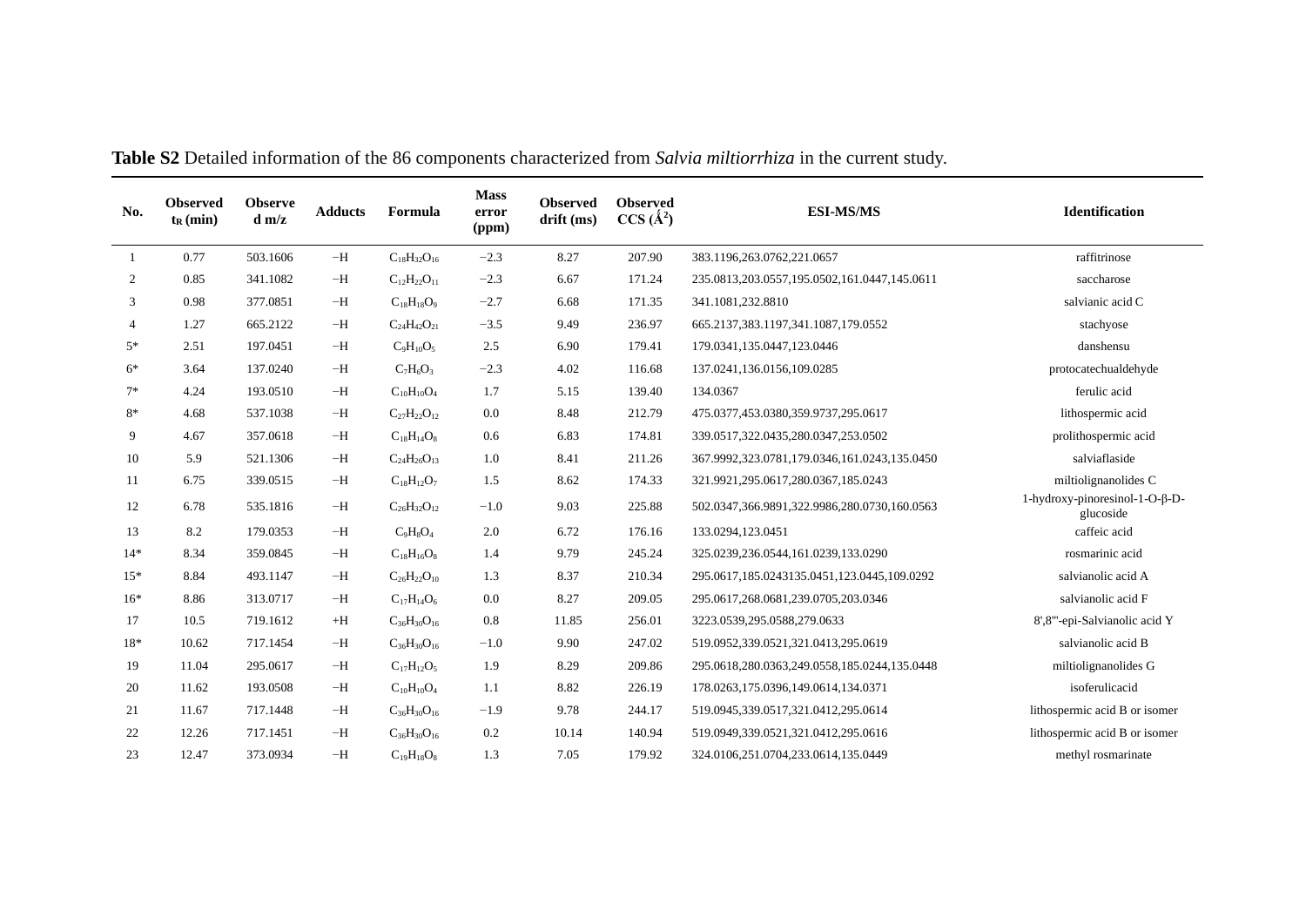**Table S2** Detailed information of the 86 components characterized from *Salvia miltiorrhiza* in the current study.

| No. | Observed $t_R$ (min) | Observed m/z | Adducts | Formula | Mass error (ppm) | Observed drift (ms) | Observed CCS (Å$^2$) | ESI-MS/MS | Identification |
|---|---|---|---|---|---|---|---|---|---|
| 1 | 0.77 | 503.1606 | −H | $C_{18}H_{32}O_{16}$ | −2.3 | 8.27 | 207.90 | 383.1196,263.0762,221.0657 | raffitrinose |
| 2 | 0.85 | 341.1082 | −H | $C_{12}H_{22}O_{11}$ | −2.3 | 6.67 | 171.24 | 235.0813,203.0557,195.0502,161.0447,145.0611 | saccharose |
| 3 | 0.98 | 377.0851 | −H | $C_{18}H_{18}O_{9}$ | −2.7 | 6.68 | 171.35 | 341.1081,232.8810 | salvianic acid C |
| 4 | 1.27 | 665.2122 | −H | $C_{24}H_{42}O_{21}$ | −3.5 | 9.49 | 236.97 | 665.2137,383.1197,341.1087,179.0552 | stachyose |
| 5* | 2.51 | 197.0451 | −H | $C_{9}H_{10}O_{5}$ | 2.5 | 6.90 | 179.41 | 179.0341,135.0447,123.0446 | danshensu |
| 6* | 3.64 | 137.0240 | −H | $C_{7}H_{6}O_{3}$ | −2.3 | 4.02 | 116.68 | 137.0241,136.0156,109.0285 | protocatechualdehyde |
| 7* | 4.24 | 193.0510 | −H | $C_{10}H_{10}O_{4}$ | 1.7 | 5.15 | 139.40 | 134.0367 | ferulic acid |
| 8* | 4.68 | 537.1038 | −H | $C_{27}H_{22}O_{12}$ | 0.0 | 8.48 | 212.79 | 475.0377,453.0380,359.9737,295.0617 | lithospermic acid |
| 9 | 4.67 | 357.0618 | −H | $C_{18}H_{14}O_{8}$ | 0.6 | 6.83 | 174.81 | 339.0517,322.0435,280.0347,253.0502 | prolithospermic acid |
| 10 | 5.9 | 521.1306 | −H | $C_{24}H_{26}O_{13}$ | 1.0 | 8.41 | 211.26 | 367.9992,323.0781,179.0346,161.0243,135.0450 | salviaflaside |
| 11 | 6.75 | 339.0515 | −H | $C_{18}H_{12}O_{7}$ | 1.5 | 8.62 | 174.33 | 321.9921,295.0617,280.0367,185.0243 | miltiolignanolides C |
| 12 | 6.78 | 535.1816 | −H | $C_{26}H_{32}O_{12}$ | −1.0 | 9.03 | 225.88 | 502.0347,366.9891,322.9986,280.0730,160.0563 | 1-hydroxy-pinoresinol-1-O-β-D-glucoside |
| 13 | 8.2 | 179.0353 | −H | $C_{9}H_{8}O_{4}$ | 2.0 | 6.72 | 176.16 | 133.0294,123.0451 | caffeic acid |
| 14* | 8.34 | 359.0845 | −H | $C_{18}H_{16}O_{8}$ | 1.4 | 9.79 | 245.24 | 325.0239,236.0544,161.0239,133.0290 | rosmarinic acid |
| 15* | 8.84 | 493.1147 | −H | $C_{26}H_{22}O_{10}$ | 1.3 | 8.37 | 210.34 | 295.0617,185.0243135.0451,123.0445,109.0292 | salvianolic acid A |
| 16* | 8.86 | 313.0717 | −H | $C_{17}H_{14}O_{6}$ | 0.0 | 8.27 | 209.05 | 295.0617,268.0681,239.0705,203.0346 | salvianolic acid F |
| 17 | 10.5 | 719.1612 | +H | $C_{36}H_{30}O_{16}$ | 0.8 | 11.85 | 256.01 | 3223.0539,295.0588,279.0633 | 8',8'''-epi-Salvianolic acid Y |
| 18* | 10.62 | 717.1454 | −H | $C_{36}H_{30}O_{16}$ | −1.0 | 9.90 | 247.02 | 519.0952,339.0521,321.0413,295.0619 | salvianolic acid B |
| 19 | 11.04 | 295.0617 | −H | $C_{17}H_{12}O_{5}$ | 1.9 | 8.29 | 209.86 | 295.0618,280.0363,249.0558,185.0244,135.0448 | miltiolignanolides G |
| 20 | 11.62 | 193.0508 | −H | $C_{10}H_{10}O_{4}$ | 1.1 | 8.82 | 226.19 | 178.0263,175.0396,149.0614,134.0371 | isoferulicacid |
| 21 | 11.67 | 717.1448 | −H | $C_{36}H_{30}O_{16}$ | −1.9 | 9.78 | 244.17 | 519.0945,339.0517,321.0412,295.0614 | lithospermic acid B or isomer |
| 22 | 12.26 | 717.1451 | −H | $C_{36}H_{30}O_{16}$ | 0.2 | 10.14 | 140.94 | 519.0949,339.0521,321.0412,295.0616 | lithospermic acid B or isomer |
| 23 | 12.47 | 373.0934 | −H | $C_{19}H_{18}O_{8}$ | 1.3 | 7.05 | 179.92 | 324.0106,251.0704,233.0614,135.0449 | methyl rosmarinate |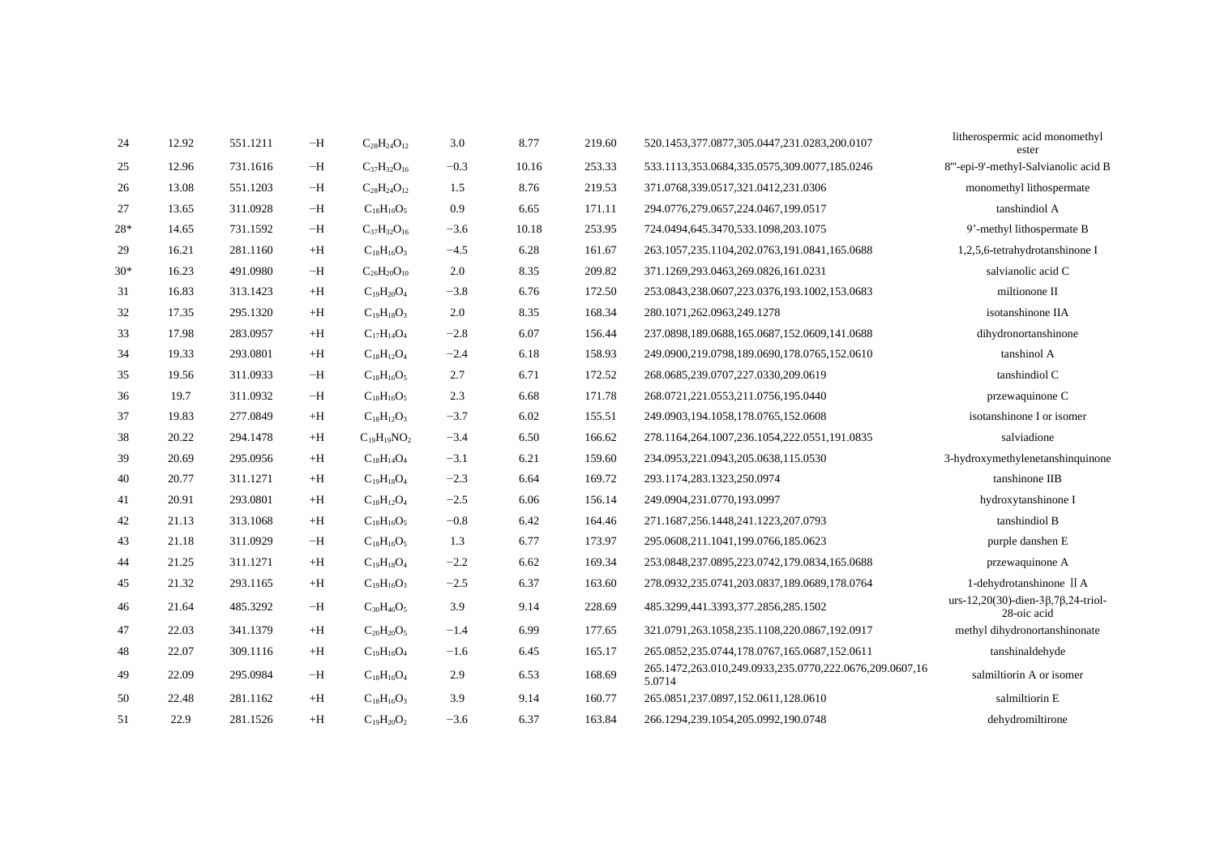| 24 | 12.92 | 551.1211 | −H | $C_{28}H_{24}O_{12}$ | 3.0 | 8.77 | 219.60 | 520.1453,377.0877,305.0447,231.0283,200.0107 | litherospermic acid monomethyl ester |
|---|---|---|---|---|---|---|---|---|---|
| 25 | 12.96 | 731.1616 | −H | $C_{37}H_{32}O_{16}$ | −0.3 | 10.16 | 253.33 | 533.1113,353.0684,335.0575,309.0077,185.0246 | 8'''-epi-9'-methyl-Salvianolic acid B |
| 26 | 13.08 | 551.1203 | −H | $C_{28}H_{24}O_{12}$ | 1.5 | 8.76 | 219.53 | 371.0768,339.0517,321.0412,231.0306 | monomethyl lithospermate |
| 27 | 13.65 | 311.0928 | −H | $C_{18}H_{16}O_{5}$ | 0.9 | 6.65 | 171.11 | 294.0776,279.0657,224.0467,199.0517 | tanshindiol A |
| 28* | 14.65 | 731.1592 | −H | $C_{37}H_{32}O_{16}$ | −3.6 | 10.18 | 253.95 | 724.0494,645.3470,533.1098,203.1075 | 9'-methyl lithospermate B |
| 29 | 16.21 | 281.1160 | +H | $C_{18}H_{16}O_{3}$ | −4.5 | 6.28 | 161.67 | 263.1057,235.1104,202.0763,191.0841,165.0688 | 1,2,5,6-tetrahydrotanshinone I |
| 30* | 16.23 | 491.0980 | −H | $C_{26}H_{20}O_{10}$ | 2.0 | 8.35 | 209.82 | 371.1269,293.0463,269.0826,161.0231 | salvianolic acid C |
| 31 | 16.83 | 313.1423 | +H | $C_{19}H_{20}O_{4}$ | −3.8 | 6.76 | 172.50 | 253.0843,238.0607,223.0376,193.1002,153.0683 | miltionone II |
| 32 | 17.35 | 295.1320 | +H | $C_{19}H_{18}O_{3}$ | 2.0 | 8.35 | 168.34 | 280.1071,262.0963,249.1278 | isotanshinone IIA |
| 33 | 17.98 | 283.0957 | +H | $C_{17}H_{14}O_{4}$ | −2.8 | 6.07 | 156.44 | 237.0898,189.0688,165.0687,152.0609,141.0688 | dihydronortanshinone |
| 34 | 19.33 | 293.0801 | +H | $C_{18}H_{12}O_{4}$ | −2.4 | 6.18 | 158.93 | 249.0900,219.0798,189.0690,178.0765,152.0610 | tanshinol A |
| 35 | 19.56 | 311.0933 | −H | $C_{18}H_{16}O_{5}$ | 2.7 | 6.71 | 172.52 | 268.0685,239.0707,227.0330,209.0619 | tanshindiol C |
| 36 | 19.7 | 311.0932 | −H | $C_{18}H_{16}O_{5}$ | 2.3 | 6.68 | 171.78 | 268.0721,221.0553,211.0756,195.0440 | przewaquinone C |
| 37 | 19.83 | 277.0849 | +H | $C_{18}H_{12}O_{3}$ | −3.7 | 6.02 | 155.51 | 249.0903,194.1058,178.0765,152.0608 | isotanshinone I or isomer |
| 38 | 20.22 | 294.1478 | +H | $C_{19}H_{19}NO_{2}$ | −3.4 | 6.50 | 166.62 | 278.1164,264.1007,236.1054,222.0551,191.0835 | salviadione |
| 39 | 20.69 | 295.0956 | +H | $C_{18}H_{14}O_{4}$ | −3.1 | 6.21 | 159.60 | 234.0953,221.0943,205.0638,115.0530 | 3-hydroxymethylenetanshinquinone |
| 40 | 20.77 | 311.1271 | +H | $C_{19}H_{18}O_{4}$ | −2.3 | 6.64 | 169.72 | 293.1174,283.1323,250.0974 | tanshinone IIB |
| 41 | 20.91 | 293.0801 | +H | $C_{18}H_{12}O_{4}$ | −2.5 | 6.06 | 156.14 | 249.0904,231.0770,193.0997 | hydroxytanshinone I |
| 42 | 21.13 | 313.1068 | +H | $C_{18}H_{16}O_{5}$ | −0.8 | 6.42 | 164.46 | 271.1687,256.1448,241.1223,207.0793 | tanshindiol B |
| 43 | 21.18 | 311.0929 | −H | $C_{18}H_{16}O_{5}$ | 1.3 | 6.77 | 173.97 | 295.0608,211.1041,199.0766,185.0623 | purple danshen E |
| 44 | 21.25 | 311.1271 | +H | $C_{19}H_{18}O_{4}$ | −2.2 | 6.62 | 169.34 | 253.0848,237.0895,223.0742,179.0834,165.0688 | przewaquinone A |
| 45 | 21.32 | 293.1165 | +H | $C_{19}H_{16}O_{3}$ | −2.5 | 6.37 | 163.60 | 278.0932,235.0741,203.0837,189.0689,178.0764 | 1-dehydrotanshinone ⅡA |
| 46 | 21.64 | 485.3292 | −H | $C_{30}H_{46}O_{5}$ | 3.9 | 9.14 | 228.69 | 485.3299,441.3393,377.2856,285.1502 | urs-12,20(30)-dien-3β,7β,24-triol-28-oic acid |
| 47 | 22.03 | 341.1379 | +H | $C_{20}H_{20}O_{5}$ | −1.4 | 6.99 | 177.65 | 321.0791,263.1058,235.1108,220.0867,192.0917 | methyl dihydronortanshinonate |
| 48 | 22.07 | 309.1116 | +H | $C_{19}H_{16}O_{4}$ | −1.6 | 6.45 | 165.17 | 265.0852,235.0744,178.0767,165.0687,152.0611 | tanshinaldehyde |
| 49 | 22.09 | 295.0984 | −H | $C_{18}H_{16}O_{4}$ | 2.9 | 6.53 | 168.69 | 265.1472,263.010,249.0933,235.0770,222.0676,209.0607,165.0714 | salmiltiorin A or isomer |
| 50 | 22.48 | 281.1162 | +H | $C_{18}H_{16}O_{3}$ | 3.9 | 9.14 | 160.77 | 265.0851,237.0897,152.0611,128.0610 | salmiltiorin E |
| 51 | 22.9 | 281.1526 | +H | $C_{19}H_{20}O_{2}$ | −3.6 | 6.37 | 163.84 | 266.1294,239.1054,205.0992,190.0748 | dehydromiltirone |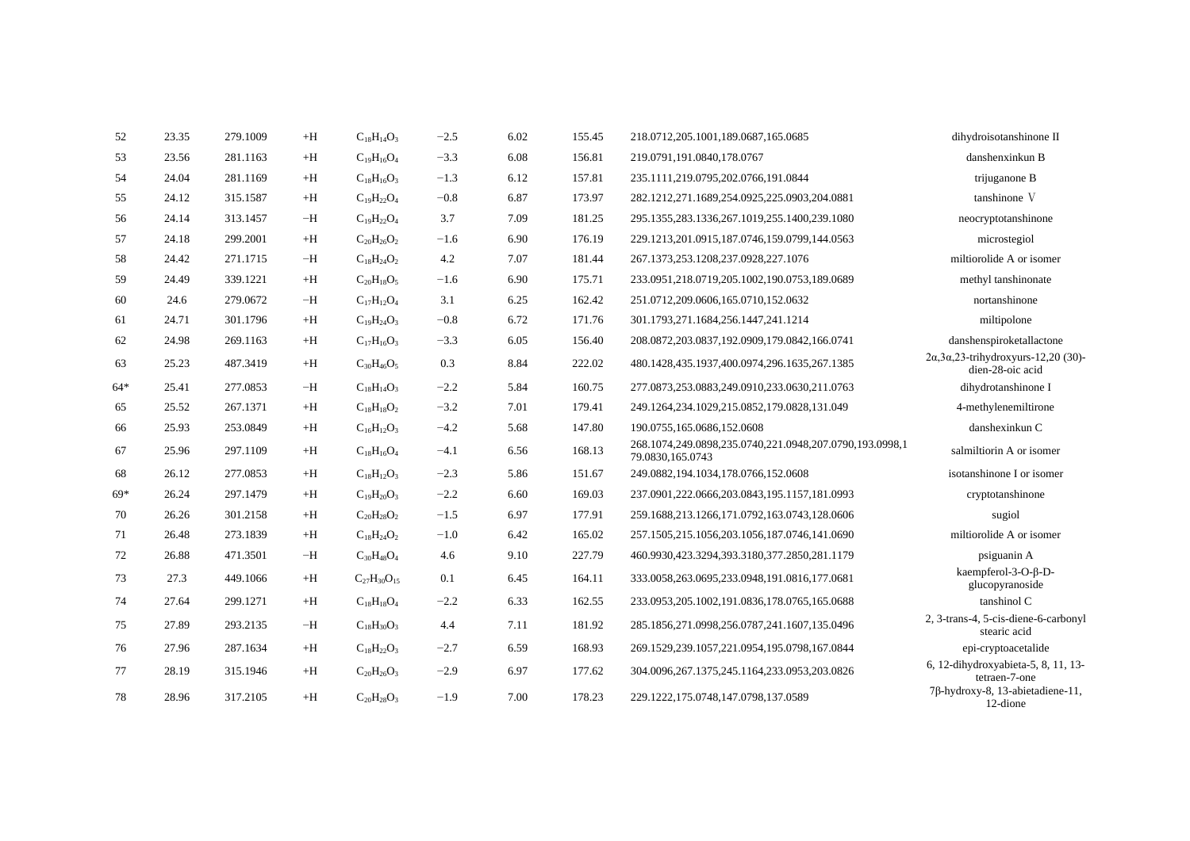| 52 | 23.35 | 279.1009 | +H | $C_{18}H_{14}O_3$ | −2.5 | 6.02 | 155.45 | 218.0712,205.1001,189.0687,165.0685 | dihydroisotanshinone II |
|---|---|---|---|---|---|---|---|---|---|
| 53 | 23.56 | 281.1163 | +H | $C_{19}H_{16}O_4$ | −3.3 | 6.08 | 156.81 | 219.0791,191.0840,178.0767 | danshenxinkun B |
| 54 | 24.04 | 281.1169 | +H | $C_{18}H_{16}O_3$ | −1.3 | 6.12 | 157.81 | 235.1111,219.0795,202.0766,191.0844 | trijuganone B |
| 55 | 24.12 | 315.1587 | +H | $C_{19}H_{22}O_4$ | −0.8 | 6.87 | 173.97 | 282.1212,271.1689,254.0925,225.0903,204.0881 | tanshinone Ⅴ |
| 56 | 24.14 | 313.1457 | −H | $C_{19}H_{22}O_4$ | 3.7 | 7.09 | 181.25 | 295.1355,283.1336,267.1019,255.1400,239.1080 | neocryptotanshinone |
| 57 | 24.18 | 299.2001 | +H | $C_{20}H_{26}O_2$ | −1.6 | 6.90 | 176.19 | 229.1213,201.0915,187.0746,159.0799,144.0563 | microstegiol |
| 58 | 24.42 | 271.1715 | −H | $C_{18}H_{24}O_2$ | 4.2 | 7.07 | 181.44 | 267.1373,253.1208,237.0928,227.1076 | miltiorolide A or isomer |
| 59 | 24.49 | 339.1221 | +H | $C_{20}H_{18}O_5$ | −1.6 | 6.90 | 175.71 | 233.0951,218.0719,205.1002,190.0753,189.0689 | methyl tanshinonate |
| 60 | 24.6 | 279.0672 | −H | $C_{17}H_{12}O_4$ | 3.1 | 6.25 | 162.42 | 251.0712,209.0606,165.0710,152.0632 | nortanshinone |
| 61 | 24.71 | 301.1796 | +H | $C_{19}H_{24}O_3$ | −0.8 | 6.72 | 171.76 | 301.1793,271.1684,256.1447,241.1214 | miltipolone |
| 62 | 24.98 | 269.1163 | +H | $C_{17}H_{16}O_3$ | −3.3 | 6.05 | 156.40 | 208.0872,203.0837,192.0909,179.0842,166.0741 | danshenspiroketallactone |
| 63 | 25.23 | 487.3419 | +H | $C_{30}H_{46}O_5$ | 0.3 | 8.84 | 222.02 | 480.1428,435.1937,400.0974,296.1635,267.1385 | 2α,3α,23-trihydroxyurs-12,20 (30)-dien-28-oic acid |
| 64* | 25.41 | 277.0853 | −H | $C_{18}H_{14}O_3$ | −2.2 | 5.84 | 160.75 | 277.0873,253.0883,249.0910,233.0630,211.0763 | dihydrotanshinone I |
| 65 | 25.52 | 267.1371 | +H | $C_{18}H_{18}O_2$ | −3.2 | 7.01 | 179.41 | 249.1264,234.1029,215.0852,179.0828,131.049 | 4-methylenemiltirone |
| 66 | 25.93 | 253.0849 | +H | $C_{16}H_{12}O_3$ | −4.2 | 5.68 | 147.80 | 190.0755,165.0686,152.0608 | danshexinkun C |
| 67 | 25.96 | 297.1109 | +H | $C_{18}H_{16}O_4$ | −4.1 | 6.56 | 168.13 | 268.1074,249.0898,235.0740,221.0948,207.0790,193.0998,179.0830,165.0743 | salmiltiorin A or isomer |
| 68 | 26.12 | 277.0853 | +H | $C_{18}H_{12}O_3$ | −2.3 | 5.86 | 151.67 | 249.0882,194.1034,178.0766,152.0608 | isotanshinone I or isomer |
| 69* | 26.24 | 297.1479 | +H | $C_{19}H_{20}O_3$ | −2.2 | 6.60 | 169.03 | 237.0901,222.0666,203.0843,195.1157,181.0993 | cryptotanshinone |
| 70 | 26.26 | 301.2158 | +H | $C_{20}H_{28}O_2$ | −1.5 | 6.97 | 177.91 | 259.1688,213.1266,171.0792,163.0743,128.0606 | sugiol |
| 71 | 26.48 | 273.1839 | +H | $C_{18}H_{24}O_2$ | −1.0 | 6.42 | 165.02 | 257.1505,215.1056,203.1056,187.0746,141.0690 | miltiorolide A or isomer |
| 72 | 26.88 | 471.3501 | −H | $C_{30}H_{48}O_4$ | 4.6 | 9.10 | 227.79 | 460.9930,423.3294,393.3180,377.2850,281.1179 | psiguanin A |
| 73 | 27.3 | 449.1066 | +H | $C_{27}H_{30}O_{15}$ | 0.1 | 6.45 | 164.11 | 333.0058,263.0695,233.0948,191.0816,177.0681 | kaempferol-3-O-β-D-glucopyranoside |
| 74 | 27.64 | 299.1271 | +H | $C_{18}H_{18}O_4$ | −2.2 | 6.33 | 162.55 | 233.0953,205.1002,191.0836,178.0765,165.0688 | tanshinol C |
| 75 | 27.89 | 293.2135 | −H | $C_{18}H_{30}O_3$ | 4.4 | 7.11 | 181.92 | 285.1856,271.0998,256.0787,241.1607,135.0496 | 2, 3-trans-4, 5-cis-diene-6-carbonyl stearic acid |
| 76 | 27.96 | 287.1634 | +H | $C_{18}H_{22}O_3$ | −2.7 | 6.59 | 168.93 | 269.1529,239.1057,221.0954,195.0798,167.0844 | epi-cryptoacetalide |
| 77 | 28.19 | 315.1946 | +H | $C_{20}H_{26}O_3$ | −2.9 | 6.97 | 177.62 | 304.0096,267.1375,245.1164,233.0953,203.0826 | 6, 12-dihydroxyabieta-5, 8, 11, 13-tetraen-7-one |
| 78 | 28.96 | 317.2105 | +H | $C_{20}H_{28}O_3$ | −1.9 | 7.00 | 178.23 | 229.1222,175.0748,147.0798,137.0589 | 7β-hydroxy-8, 13-abietadiene-11, 12-dione |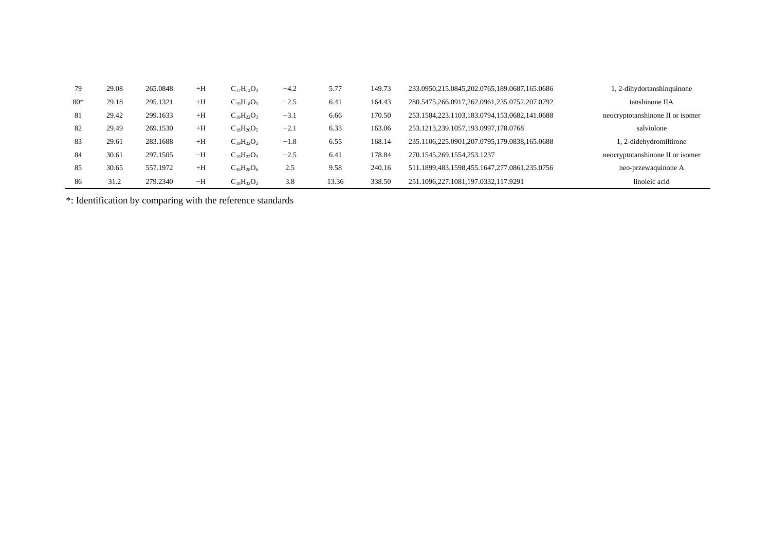| 79 | 29.08 | 265.0848 | +H | $C_{17}H_{12}O_3$ | −4.2 | 5.77 | 149.73 | 233.0950,215.0845,202.0765,189.0687,165.0686 | 1, 2-dihydortanshinquinone |
|---|---|---|---|---|---|---|---|---|---|
| 80* | 29.18 | 295.1321 | +H | $C_{19}H_{18}O_3$ | −2.5 | 6.41 | 164.43 | 280.5475,266.0917,262.0961,235.0752,207.0792 | tanshinone IIA |
| 81 | 29.42 | 299.1633 | +H | $C_{19}H_{22}O_3$ | −3.1 | 6.66 | 170.50 | 253.1584,223.1103,183.0794,153.0682,141.0688 | neocryptotanshinone II or isomer |
| 82 | 29.49 | 269.1530 | +H | $C_{18}H_{20}O_2$ | −2.1 | 6.33 | 163.06 | 253.1213,239.1057,193.0997,178.0768 | salviolone |
| 83 | 29.61 | 283.1688 | +H | $C_{19}H_{22}O_2$ | −1.8 | 6.55 | 168.14 | 235.1106,225.0901,207.0795,179.0838,165.0688 | 1, 2-didehydromiltirone |
| 84 | 30.61 | 297.1505 | −H | $C_{19}H_{22}O_3$ | −2.5 | 6.41 | 178.84 | 270.1545,269.1554,253.1237 | neocryptotanshinone II or isomer |
| 85 | 30.65 | 557.1972 | +H | $C_{36}H_{28}O_6$ | 2.5 | 9.58 | 240.16 | 511.1899,483.1598,455.1647,277.0861,235.0756 | neo-przewaquinone A |
| 86 | 31.2 | 279.2340 | −H | $C_{18}H_{32}O_2$ | 3.8 | 13.36 | 338.50 | 251.1096,227.1081,197.0332,117.9291 | linoleic acid |

*: Identification by comparing with the reference standards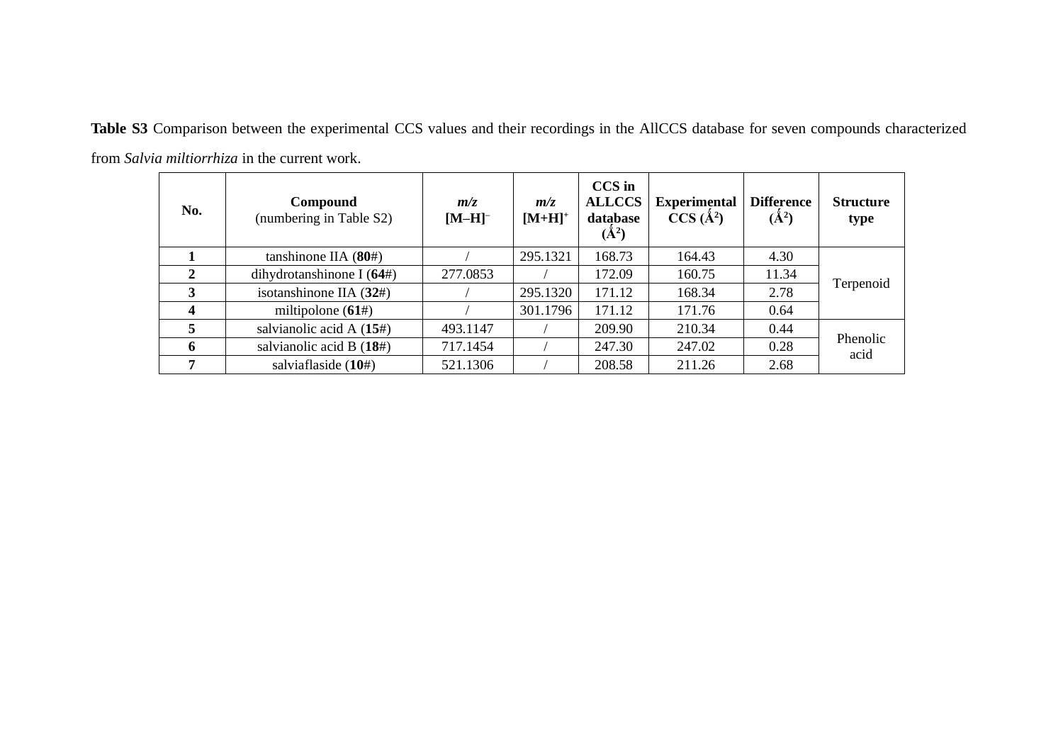**Table S3** Comparison between the experimental CCS values and their recordings in the AllCCS database for seven compounds characterized from *Salvia miltiorrhiza* in the current work.

| **No.** | **Compound** (numbering in Table S2) | ***m/z*** **[M–H]⁻** | ***m/z*** **[M+H]⁺** | **CCS in ALLCCS database (Å²)** | **Experimental CCS (Å²)** | **Difference (Å²)** | **Structure type** |
|---|---|---|---|---|---|---|---|
| **1** | tanshinone IIA (**80**#) | / | 295.1321 | 168.73 | 164.43 | 4.30 | Terpenoid |
| **2** | dihydrotanshinone I (**64**#) | 277.0853 | / | 172.09 | 160.75 | 11.34 | |
| **3** | isotanshinone IIA (**32**#) | / | 295.1320 | 171.12 | 168.34 | 2.78 | |
| **4** | miltipolone (**61**#) | / | 301.1796 | 171.12 | 171.76 | 0.64 | |
| **5** | salvianolic acid A (**15**#) | 493.1147 | / | 209.90 | 210.34 | 0.44 | Phenolic acid |
| **6** | salvianolic acid B (**18**#) | 717.1454 | / | 247.30 | 247.02 | 0.28 | |
| **7** | salviaflaside (**10**#) | 521.1306 | / | 208.58 | 211.26 | 2.68 | |